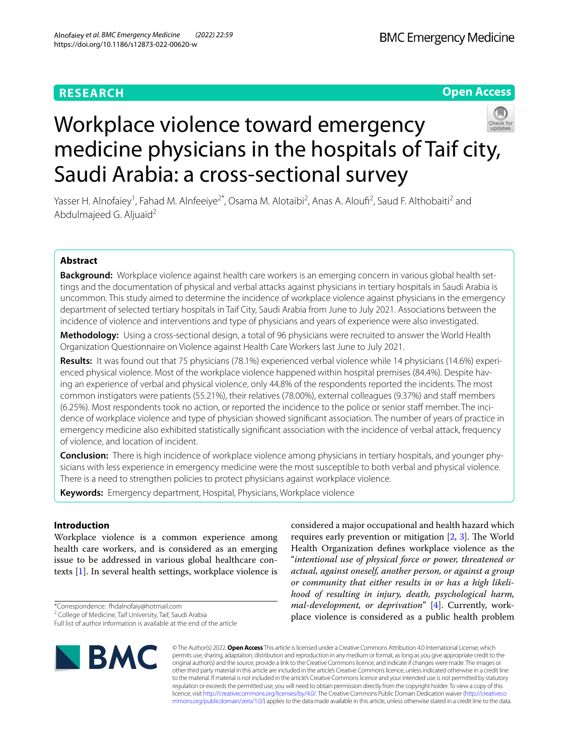# Workplace violence toward emergency medicine physicians in the hospitals of Taif city, Saudi Arabia: a cross-sectional survey

Yasser H. Alnofaiey[1], Fahad M. Alnfeeiye[2*], Osama M. Alotaibi[2], Anas A. Aloufi[2], Saud F. Althobaiti[2] and Abdulmajeed G. Aljuaid[2]

## Abstract

**Background:** Workplace violence against health care workers is an emerging concern in various global health settings and the documentation of physical and verbal attacks against physicians in tertiary hospitals in Saudi Arabia is uncommon. This study aimed to determine the incidence of workplace violence against physicians in the emergency department of selected tertiary hospitals in Taif City, Saudi Arabia from June to July 2021. Associations between the incidence of violence and interventions and type of physicians and years of experience were also investigated.

**Methodology:** Using a cross-sectional design, a total of 96 physicians were recruited to answer the World Health Organization Questionnaire on Violence against Health Care Workers last June to July 2021.

**Results:** It was found out that 75 physicians (78.1%) experienced verbal violence while 14 physicians (14.6%) experienced physical violence. Most of the workplace violence happened within hospital premises (84.4%). Despite having an experience of verbal and physical violence, only 44.8% of the respondents reported the incidents. The most common instigators were patients (55.21%), their relatives (78.00%), external colleagues (9.37%) and staff members (6.25%). Most respondents took no action, or reported the incidence to the police or senior staff member. The incidence of workplace violence and type of physician showed significant association. The number of years of practice in emergency medicine also exhibited statistically significant association with the incidence of verbal attack, frequency of violence, and location of incident.

**Conclusion:** There is high incidence of workplace violence among physicians in tertiary hospitals, and younger physicians with less experience in emergency medicine were the most susceptible to both verbal and physical violence. There is a need to strengthen policies to protect physicians against workplace violence.

**Keywords:** Emergency department, Hospital, Physicians, Workplace violence

## Introduction

Workplace violence is a common experience among health care workers, and is considered as an emerging issue to be addressed in various global healthcare contexts [1]. In several health settings, workplace violence is considered a major occupational and health hazard which requires early prevention or mitigation [2, 3]. The World Health Organization defines workplace violence as the "*intentional use of physical force or power, threatened or actual, against oneself, another person, or against a group or community that either results in or has a high likelihood of resulting in injury, death, psychological harm, mal-development, or deprivation*" [4]. Currently, workplace violence is considered as a public health problem

*Correspondence: fhdalnofaiy@hotmail.com
[2] College of Medicine, Taif University, Taif, Saudi Arabia
Full list of author information is available at the end of the article

© The Author(s) 2022. **Open Access** This article is licensed under a Creative Commons Attribution 4.0 International License, which permits use, sharing, adaptation, distribution and reproduction in any medium or format, as long as you give appropriate credit to the original author(s) and the source, provide a link to the Creative Commons licence, and indicate if changes were made. The images or other third party material in this article are included in the article's Creative Commons licence, unless indicated otherwise in a credit line to the material. If material is not included in the article's Creative Commons licence and your intended use is not permitted by statutory regulation or exceeds the permitted use, you will need to obtain permission directly from the copyright holder. To view a copy of this licence, visit http://creativecommons.org/licenses/by/4.0/. The Creative Commons Public Domain Dedication waiver (http://creativecommons.org/publicdomain/zero/1.0/) applies to the data made available in this article, unless otherwise stated in a credit line to the data.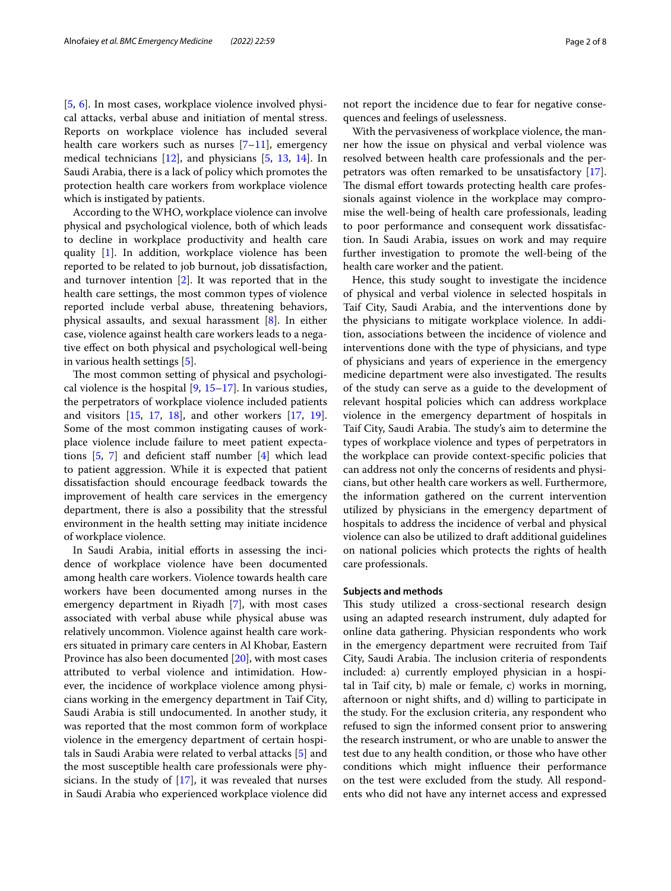[5, 6]. In most cases, workplace violence involved physical attacks, verbal abuse and initiation of mental stress. Reports on workplace violence has included several health care workers such as nurses [7–11], emergency medical technicians [12], and physicians [5, 13, 14]. In Saudi Arabia, there is a lack of policy which promotes the protection health care workers from workplace violence which is instigated by patients.

According to the WHO, workplace violence can involve physical and psychological violence, both of which leads to decline in workplace productivity and health care quality [1]. In addition, workplace violence has been reported to be related to job burnout, job dissatisfaction, and turnover intention [2]. It was reported that in the health care settings, the most common types of violence reported include verbal abuse, threatening behaviors, physical assaults, and sexual harassment [8]. In either case, violence against health care workers leads to a negative effect on both physical and psychological well-being in various health settings [5].

The most common setting of physical and psychological violence is the hospital [9, 15–17]. In various studies, the perpetrators of workplace violence included patients and visitors [15, 17, 18], and other workers [17, 19]. Some of the most common instigating causes of workplace violence include failure to meet patient expectations [5, 7] and deficient staff number [4] which lead to patient aggression. While it is expected that patient dissatisfaction should encourage feedback towards the improvement of health care services in the emergency department, there is also a possibility that the stressful environment in the health setting may initiate incidence of workplace violence.

In Saudi Arabia, initial efforts in assessing the incidence of workplace violence have been documented among health care workers. Violence towards health care workers have been documented among nurses in the emergency department in Riyadh [7], with most cases associated with verbal abuse while physical abuse was relatively uncommon. Violence against health care workers situated in primary care centers in Al Khobar, Eastern Province has also been documented [20], with most cases attributed to verbal violence and intimidation. However, the incidence of workplace violence among physicians working in the emergency department in Taif City, Saudi Arabia is still undocumented. In another study, it was reported that the most common form of workplace violence in the emergency department of certain hospitals in Saudi Arabia were related to verbal attacks [5] and the most susceptible health care professionals were physicians. In the study of [17], it was revealed that nurses in Saudi Arabia who experienced workplace violence did not report the incidence due to fear for negative consequences and feelings of uselessness.

With the pervasiveness of workplace violence, the manner how the issue on physical and verbal violence was resolved between health care professionals and the perpetrators was often remarked to be unsatisfactory [17]. The dismal effort towards protecting health care professionals against violence in the workplace may compromise the well-being of health care professionals, leading to poor performance and consequent work dissatisfaction. In Saudi Arabia, issues on work and may require further investigation to promote the well-being of the health care worker and the patient.

Hence, this study sought to investigate the incidence of physical and verbal violence in selected hospitals in Taif City, Saudi Arabia, and the interventions done by the physicians to mitigate workplace violence. In addition, associations between the incidence of violence and interventions done with the type of physicians, and type of physicians and years of experience in the emergency medicine department were also investigated. The results of the study can serve as a guide to the development of relevant hospital policies which can address workplace violence in the emergency department of hospitals in Taif City, Saudi Arabia. The study's aim to determine the types of workplace violence and types of perpetrators in the workplace can provide context-specific policies that can address not only the concerns of residents and physicians, but other health care workers as well. Furthermore, the information gathered on the current intervention utilized by physicians in the emergency department of hospitals to address the incidence of verbal and physical violence can also be utilized to draft additional guidelines on national policies which protects the rights of health care professionals.

## Subjects and methods

This study utilized a cross-sectional research design using an adapted research instrument, duly adapted for online data gathering. Physician respondents who work in the emergency department were recruited from Taif City, Saudi Arabia. The inclusion criteria of respondents included: a) currently employed physician in a hospital in Taif city, b) male or female, c) works in morning, afternoon or night shifts, and d) willing to participate in the study. For the exclusion criteria, any respondent who refused to sign the informed consent prior to answering the research instrument, or who are unable to answer the test due to any health condition, or those who have other conditions which might influence their performance on the test were excluded from the study. All respondents who did not have any internet access and expressed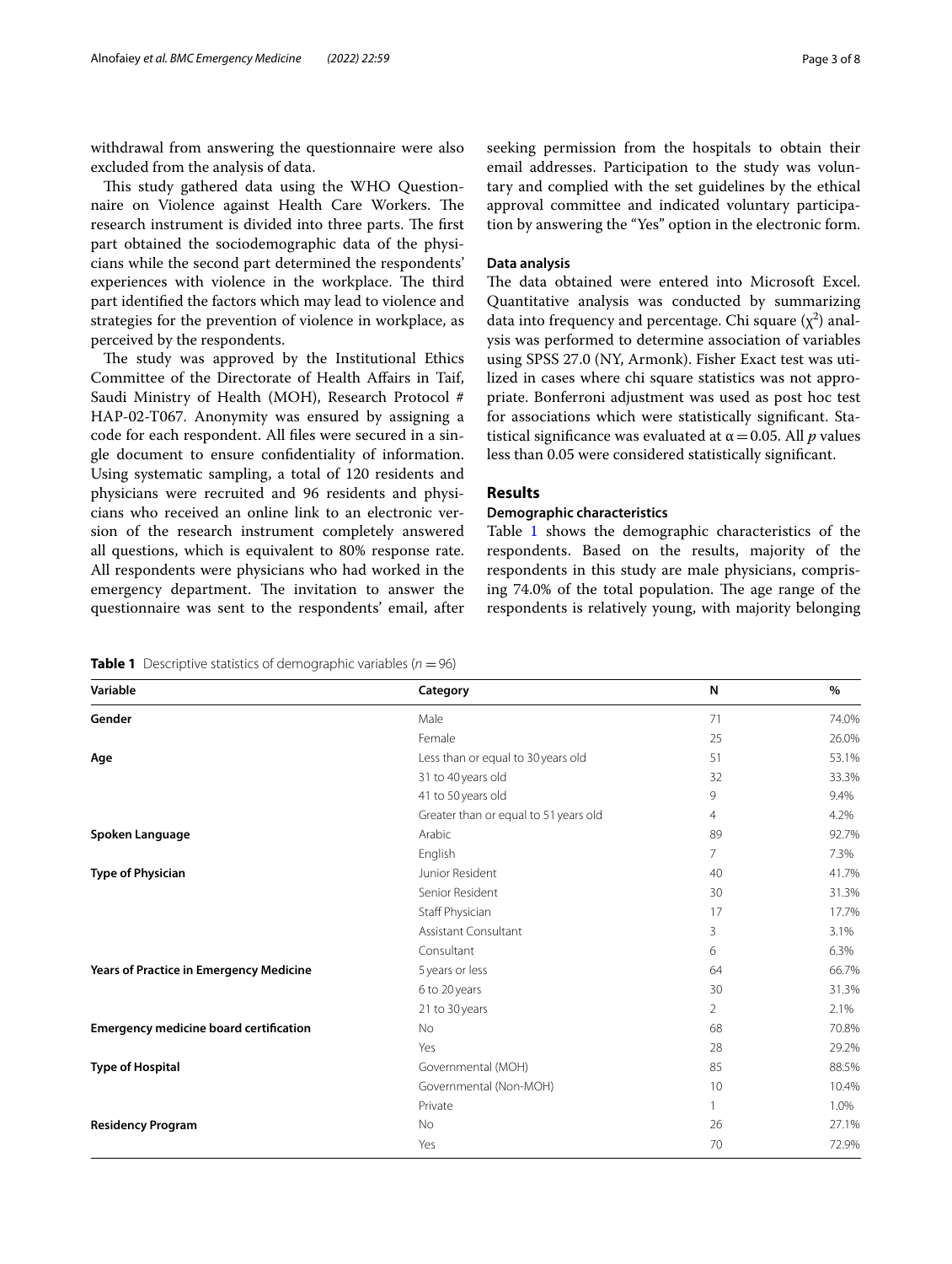withdrawal from answering the questionnaire were also excluded from the analysis of data.

This study gathered data using the WHO Questionnaire on Violence against Health Care Workers. The research instrument is divided into three parts. The first part obtained the sociodemographic data of the physicians while the second part determined the respondents' experiences with violence in the workplace. The third part identified the factors which may lead to violence and strategies for the prevention of violence in workplace, as perceived by the respondents.

The study was approved by the Institutional Ethics Committee of the Directorate of Health Affairs in Taif, Saudi Ministry of Health (MOH), Research Protocol # HAP-02-T067. Anonymity was ensured by assigning a code for each respondent. All files were secured in a single document to ensure confidentiality of information. Using systematic sampling, a total of 120 residents and physicians were recruited and 96 residents and physicians who received an online link to an electronic version of the research instrument completely answered all questions, which is equivalent to 80% response rate. All respondents were physicians who had worked in the emergency department. The invitation to answer the questionnaire was sent to the respondents' email, after seeking permission from the hospitals to obtain their email addresses. Participation to the study was voluntary and complied with the set guidelines by the ethical approval committee and indicated voluntary participation by answering the "Yes" option in the electronic form.

### Data analysis

The data obtained were entered into Microsoft Excel. Quantitative analysis was conducted by summarizing data into frequency and percentage. Chi square ($\chi^2$) analysis was performed to determine association of variables using SPSS 27.0 (NY, Armonk). Fisher Exact test was utilized in cases where chi square statistics was not appropriate. Bonferroni adjustment was used as post hoc test for associations which were statistically significant. Statistical significance was evaluated at $\alpha = 0.05$. All $p$ values less than 0.05 were considered statistically significant.

## Results

### Demographic characteristics

Table 1 shows the demographic characteristics of the respondents. Based on the results, majority of the respondents in this study are male physicians, comprising 74.0% of the total population. The age range of the respondents is relatively young, with majority belonging

**Table 1** Descriptive statistics of demographic variables ($n = 96$)

| Variable | Category | N | % |
|---|---|---|---|
| **Gender** | Male | 71 | 74.0% |
| | Female | 25 | 26.0% |
| **Age** | Less than or equal to 30 years old | 51 | 53.1% |
| | 31 to 40 years old | 32 | 33.3% |
| | 41 to 50 years old | 9 | 9.4% |
| | Greater than or equal to 51 years old | 4 | 4.2% |
| **Spoken Language** | Arabic | 89 | 92.7% |
| | English | 7 | 7.3% |
| **Type of Physician** | Junior Resident | 40 | 41.7% |
| | Senior Resident | 30 | 31.3% |
| | Staff Physician | 17 | 17.7% |
| | Assistant Consultant | 3 | 3.1% |
| | Consultant | 6 | 6.3% |
| **Years of Practice in Emergency Medicine** | 5 years or less | 64 | 66.7% |
| | 6 to 20 years | 30 | 31.3% |
| | 21 to 30 years | 2 | 2.1% |
| **Emergency medicine board certification** | No | 68 | 70.8% |
| | Yes | 28 | 29.2% |
| **Type of Hospital** | Governmental (MOH) | 85 | 88.5% |
| | Governmental (Non-MOH) | 10 | 10.4% |
| | Private | 1 | 1.0% |
| **Residency Program** | No | 26 | 27.1% |
| | Yes | 70 | 72.9% |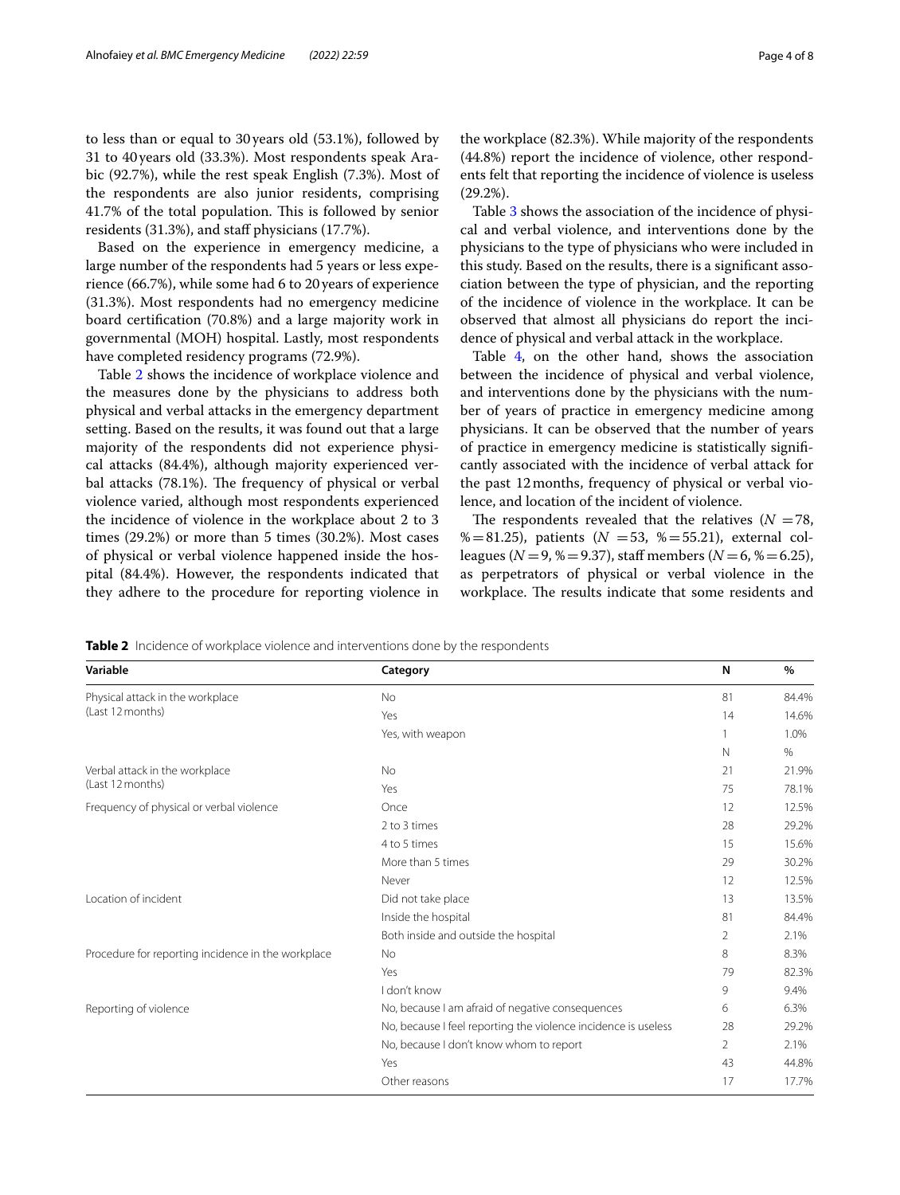to less than or equal to 30 years old (53.1%), followed by 31 to 40 years old (33.3%). Most respondents speak Arabic (92.7%), while the rest speak English (7.3%). Most of the respondents are also junior residents, comprising 41.7% of the total population. This is followed by senior residents (31.3%), and staff physicians (17.7%).

Based on the experience in emergency medicine, a large number of the respondents had 5 years or less experience (66.7%), while some had 6 to 20 years of experience (31.3%). Most respondents had no emergency medicine board certification (70.8%) and a large majority work in governmental (MOH) hospital. Lastly, most respondents have completed residency programs (72.9%).

Table 2 shows the incidence of workplace violence and the measures done by the physicians to address both physical and verbal attacks in the emergency department setting. Based on the results, it was found out that a large majority of the respondents did not experience physical attacks (84.4%), although majority experienced verbal attacks (78.1%). The frequency of physical or verbal violence varied, although most respondents experienced the incidence of violence in the workplace about 2 to 3 times (29.2%) or more than 5 times (30.2%). Most cases of physical or verbal violence happened inside the hospital (84.4%). However, the respondents indicated that they adhere to the procedure for reporting violence in the workplace (82.3%). While majority of the respondents (44.8%) report the incidence of violence, other respondents felt that reporting the incidence of violence is useless (29.2%).

Table 3 shows the association of the incidence of physical and verbal violence, and interventions done by the physicians to the type of physicians who were included in this study. Based on the results, there is a significant association between the type of physician, and the reporting of the incidence of violence in the workplace. It can be observed that almost all physicians do report the incidence of physical and verbal attack in the workplace.

Table 4, on the other hand, shows the association between the incidence of physical and verbal violence, and interventions done by the physicians with the number of years of practice in emergency medicine among physicians. It can be observed that the number of years of practice in emergency medicine is statistically significantly associated with the incidence of verbal attack for the past 12 months, frequency of physical or verbal violence, and location of the incident of violence.

The respondents revealed that the relatives ($N = 78$, $\% = 81.25$), patients ($N = 53$, $\% = 55.21$), external colleagues ($N = 9$, $\% = 9.37$), staff members ($N = 6$, $\% = 6.25$), as perpetrators of physical or verbal violence in the workplace. The results indicate that some residents and

**Table 2** Incidence of workplace violence and interventions done by the respondents

| Variable | Category | N | % |
|---|---|---|---|
| Physical attack in the workplace (Last 12 months) | No | 81 | 84.4% |
| | Yes | 14 | 14.6% |
| | Yes, with weapon | 1 | 1.0% |
| | | N | % |
| Verbal attack in the workplace (Last 12 months) | No | 21 | 21.9% |
| | Yes | 75 | 78.1% |
| Frequency of physical or verbal violence | Once | 12 | 12.5% |
| | 2 to 3 times | 28 | 29.2% |
| | 4 to 5 times | 15 | 15.6% |
| | More than 5 times | 29 | 30.2% |
| | Never | 12 | 12.5% |
| Location of incident | Did not take place | 13 | 13.5% |
| | Inside the hospital | 81 | 84.4% |
| | Both inside and outside the hospital | 2 | 2.1% |
| Procedure for reporting incidence in the workplace | No | 8 | 8.3% |
| | Yes | 79 | 82.3% |
| | I don't know | 9 | 9.4% |
| Reporting of violence | No, because I am afraid of negative consequences | 6 | 6.3% |
| | No, because I feel reporting the violence incidence is useless | 28 | 29.2% |
| | No, because I don't know whom to report | 2 | 2.1% |
| | Yes | 43 | 44.8% |
| | Other reasons | 17 | 17.7% |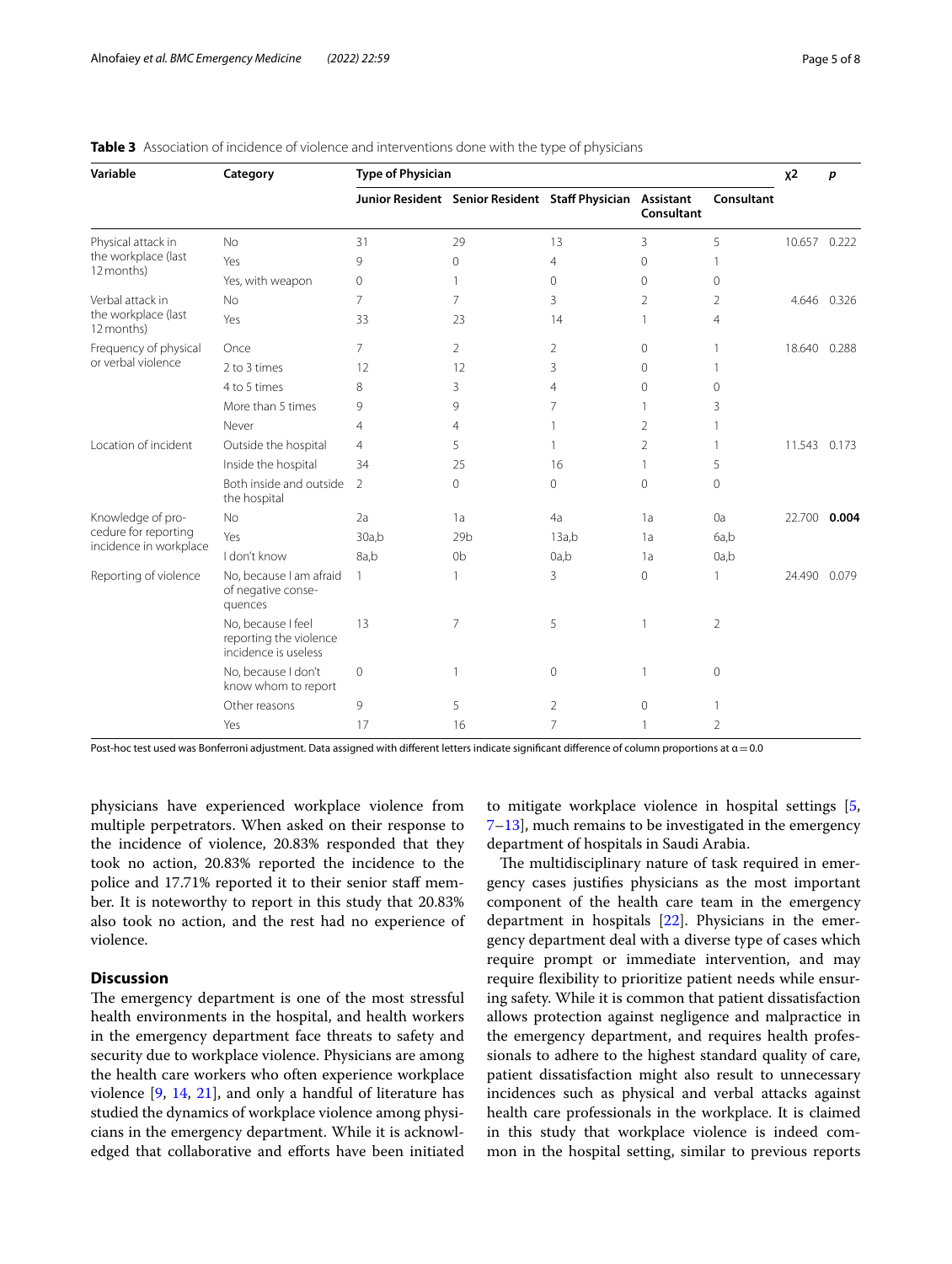**Table 3** Association of incidence of violence and interventions done with the type of physicians

| Variable | Category | Type of Physician | | | | | $\chi 2$ | $p$ |
|---|---|---|---|---|---|---|---|---|
| | | Junior Resident | Senior Resident | Staff Physician | Assistant Consultant | Consultant | | |
| Physical attack in the workplace (last 12 months) | No | 31 | 29 | 13 | 3 | 5 | 10.657 | 0.222 |
| | Yes | 9 | 0 | 4 | 0 | 1 | | |
| | Yes, with weapon | 0 | 1 | 0 | 0 | 0 | | |
| Verbal attack in the workplace (last 12 months) | No | 7 | 7 | 3 | 2 | 2 | 4.646 | 0.326 |
| | Yes | 33 | 23 | 14 | 1 | 4 | | |
| Frequency of physical or verbal violence | Once | 7 | 2 | 2 | 0 | 1 | 18.640 | 0.288 |
| | 2 to 3 times | 12 | 12 | 3 | 0 | 1 | | |
| | 4 to 5 times | 8 | 3 | 4 | 0 | 0 | | |
| | More than 5 times | 9 | 9 | 7 | 1 | 3 | | |
| | Never | 4 | 4 | 1 | 2 | 1 | | |
| Location of incident | Outside the hospital | 4 | 5 | 1 | 2 | 1 | 11.543 | 0.173 |
| | Inside the hospital | 34 | 25 | 16 | 1 | 5 | | |
| | Both inside and outside the hospital | 2 | 0 | 0 | 0 | 0 | | |
| Knowledge of procedure for reporting incidence in workplace | No | 2a | 1a | 4a | 1a | 0a | 22.700 | **0.004** |
| | Yes | 30a,b | 29b | 13a,b | 1a | 6a,b | | |
| | I don't know | 8a,b | 0b | 0a,b | 1a | 0a,b | | |
| Reporting of violence | No, because I am afraid of negative consequences | 1 | 1 | 3 | 0 | 1 | 24.490 | 0.079 |
| | No, because I feel reporting the violence incidence is useless | 13 | 7 | 5 | 1 | 2 | | |
| | No, because I don't know whom to report | 0 | 1 | 0 | 1 | 0 | | |
| | Other reasons | 9 | 5 | 2 | 0 | 1 | | |
| | Yes | 17 | 16 | 7 | 1 | 2 | | |

Post-hoc test used was Bonferroni adjustment. Data assigned with different letters indicate significant difference of column proportions at α = 0.0

physicians have experienced workplace violence from multiple perpetrators. When asked on their response to the incidence of violence, 20.83% responded that they took no action, 20.83% reported the incidence to the police and 17.71% reported it to their senior staff member. It is noteworthy to report in this study that 20.83% also took no action, and the rest had no experience of violence.

## Discussion

The emergency department is one of the most stressful health environments in the hospital, and health workers in the emergency department face threats to safety and security due to workplace violence. Physicians are among the health care workers who often experience workplace violence [9, 14, 21], and only a handful of literature has studied the dynamics of workplace violence among physicians in the emergency department. While it is acknowledged that collaborative and efforts have been initiated to mitigate workplace violence in hospital settings [5, 7–13], much remains to be investigated in the emergency department of hospitals in Saudi Arabia.

The multidisciplinary nature of task required in emergency cases justifies physicians as the most important component of the health care team in the emergency department in hospitals [22]. Physicians in the emergency department deal with a diverse type of cases which require prompt or immediate intervention, and may require flexibility to prioritize patient needs while ensuring safety. While it is common that patient dissatisfaction allows protection against negligence and malpractice in the emergency department, and requires health professionals to adhere to the highest standard quality of care, patient dissatisfaction might also result to unnecessary incidences such as physical and verbal attacks against health care professionals in the workplace. It is claimed in this study that workplace violence is indeed common in the hospital setting, similar to previous reports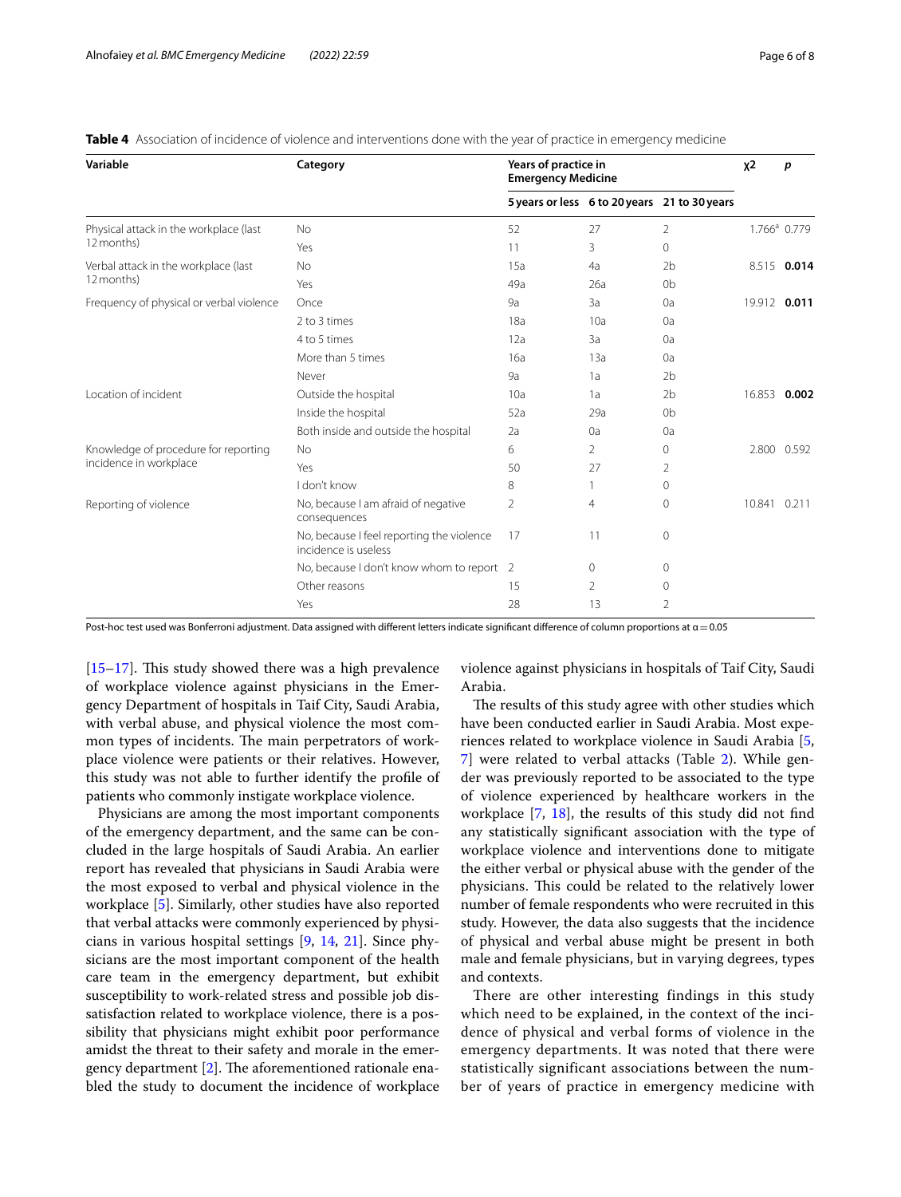**Table 4** Association of incidence of violence and interventions done with the year of practice in emergency medicine

| Variable | Category | Years of practice in Emergency Medicine | | | χ2 | p |
|---|---|---|---|---|---|---|
| | | 5 years or less | 6 to 20 years | 21 to 30 years | | |
| Physical attack in the workplace (last 12 months) | No | 52 | 27 | 2 | 1.766[a] | 0.779 |
| | Yes | 11 | 3 | 0 | | |
| Verbal attack in the workplace (last 12 months) | No | 15a | 4a | 2b | 8.515 | **0.014** |
| | Yes | 49a | 26a | 0b | | |
| Frequency of physical or verbal violence | Once | 9a | 3a | 0a | 19.912 | **0.011** |
| | 2 to 3 times | 18a | 10a | 0a | | |
| | 4 to 5 times | 12a | 3a | 0a | | |
| | More than 5 times | 16a | 13a | 0a | | |
| | Never | 9a | 1a | 2b | | |
| Location of incident | Outside the hospital | 10a | 1a | 2b | 16.853 | **0.002** |
| | Inside the hospital | 52a | 29a | 0b | | |
| | Both inside and outside the hospital | 2a | 0a | 0a | | |
| Knowledge of procedure for reporting incidence in workplace | No | 6 | 2 | 0 | 2.800 | 0.592 |
| | Yes | 50 | 27 | 2 | | |
| | I don't know | 8 | 1 | 0 | | |
| Reporting of violence | No, because I am afraid of negative consequences | 2 | 4 | 0 | 10.841 | 0.211 |
| | No, because I feel reporting the violence incidence is useless | 17 | 11 | 0 | | |
| | No, because I don't know whom to report | 2 | 0 | 0 | | |
| | Other reasons | 15 | 2 | 0 | | |
| | Yes | 28 | 13 | 2 | | |

Post-hoc test used was Bonferroni adjustment. Data assigned with different letters indicate significant difference of column proportions at α = 0.05

[15–17]. This study showed there was a high prevalence of workplace violence against physicians in the Emergency Department of hospitals in Taif City, Saudi Arabia, with verbal abuse, and physical violence the most common types of incidents. The main perpetrators of workplace violence were patients or their relatives. However, this study was not able to further identify the profile of patients who commonly instigate workplace violence.

Physicians are among the most important components of the emergency department, and the same can be concluded in the large hospitals of Saudi Arabia. An earlier report has revealed that physicians in Saudi Arabia were the most exposed to verbal and physical violence in the workplace [5]. Similarly, other studies have also reported that verbal attacks were commonly experienced by physicians in various hospital settings [9, 14, 21]. Since physicians are the most important component of the health care team in the emergency department, but exhibit susceptibility to work-related stress and possible job dissatisfaction related to workplace violence, there is a possibility that physicians might exhibit poor performance amidst the threat to their safety and morale in the emergency department [2]. The aforementioned rationale enabled the study to document the incidence of workplace violence against physicians in hospitals of Taif City, Saudi Arabia.

The results of this study agree with other studies which have been conducted earlier in Saudi Arabia. Most experiences related to workplace violence in Saudi Arabia [5, 7] were related to verbal attacks (Table 2). While gender was previously reported to be associated to the type of violence experienced by healthcare workers in the workplace [7, 18], the results of this study did not find any statistically significant association with the type of workplace violence and interventions done to mitigate the either verbal or physical abuse with the gender of the physicians. This could be related to the relatively lower number of female respondents who were recruited in this study. However, the data also suggests that the incidence of physical and verbal abuse might be present in both male and female physicians, but in varying degrees, types and contexts.

There are other interesting findings in this study which need to be explained, in the context of the incidence of physical and verbal forms of violence in the emergency departments. It was noted that there were statistically significant associations between the number of years of practice in emergency medicine with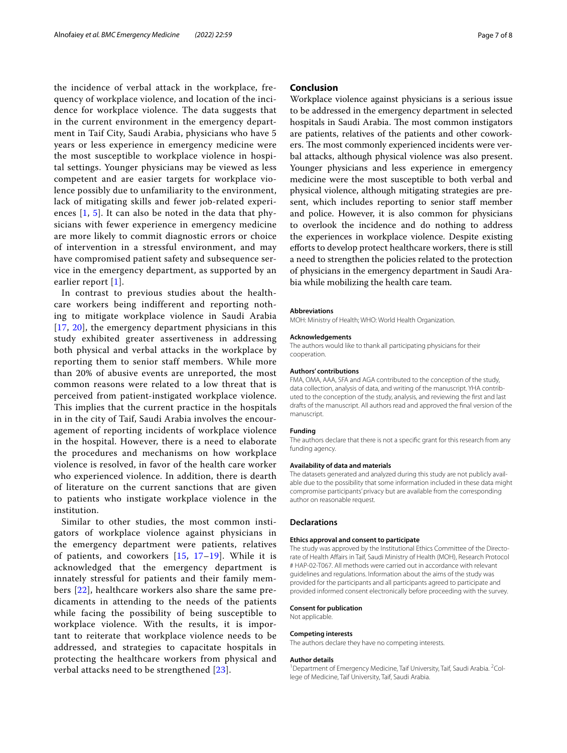the incidence of verbal attack in the workplace, frequency of workplace violence, and location of the incidence for workplace violence. The data suggests that in the current environment in the emergency department in Taif City, Saudi Arabia, physicians who have 5 years or less experience in emergency medicine were the most susceptible to workplace violence in hospital settings. Younger physicians may be viewed as less competent and are easier targets for workplace violence possibly due to unfamiliarity to the environment, lack of mitigating skills and fewer job-related experiences [1, 5]. It can also be noted in the data that physicians with fewer experience in emergency medicine are more likely to commit diagnostic errors or choice of intervention in a stressful environment, and may have compromised patient safety and subsequence service in the emergency department, as supported by an earlier report [1].

In contrast to previous studies about the healthcare workers being indifferent and reporting nothing to mitigate workplace violence in Saudi Arabia [17, 20], the emergency department physicians in this study exhibited greater assertiveness in addressing both physical and verbal attacks in the workplace by reporting them to senior staff members. While more than 20% of abusive events are unreported, the most common reasons were related to a low threat that is perceived from patient-instigated workplace violence. This implies that the current practice in the hospitals in in the city of Taif, Saudi Arabia involves the encouragement of reporting incidents of workplace violence in the hospital. However, there is a need to elaborate the procedures and mechanisms on how workplace violence is resolved, in favor of the health care worker who experienced violence. In addition, there is dearth of literature on the current sanctions that are given to patients who instigate workplace violence in the institution.

Similar to other studies, the most common instigators of workplace violence against physicians in the emergency department were patients, relatives of patients, and coworkers [15, 17–19]. While it is acknowledged that the emergency department is innately stressful for patients and their family members [22], healthcare workers also share the same predicaments in attending to the needs of the patients while facing the possibility of being susceptible to workplace violence. With the results, it is important to reiterate that workplace violence needs to be addressed, and strategies to capacitate hospitals in protecting the healthcare workers from physical and verbal attacks need to be strengthened [23].

## Conclusion

Workplace violence against physicians is a serious issue to be addressed in the emergency department in selected hospitals in Saudi Arabia. The most common instigators are patients, relatives of the patients and other coworkers. The most commonly experienced incidents were verbal attacks, although physical violence was also present. Younger physicians and less experience in emergency medicine were the most susceptible to both verbal and physical violence, although mitigating strategies are present, which includes reporting to senior staff member and police. However, it is also common for physicians to overlook the incidence and do nothing to address the experiences in workplace violence. Despite existing efforts to develop protect healthcare workers, there is still a need to strengthen the policies related to the protection of physicians in the emergency department in Saudi Arabia while mobilizing the health care team.

#### Abbreviations

MOH: Ministry of Health; WHO: World Health Organization.

#### Acknowledgements

The authors would like to thank all participating physicians for their cooperation.

#### Authors' contributions

FMA, OMA, AAA, SFA and AGA contributed to the conception of the study, data collection, analysis of data, and writing of the manuscript. YHA contributed to the conception of the study, analysis, and reviewing the first and last drafts of the manuscript. All authors read and approved the final version of the manuscript.

#### Funding

The authors declare that there is not a specific grant for this research from any funding agency.

#### Availability of data and materials

The datasets generated and analyzed during this study are not publicly available due to the possibility that some information included in these data might compromise participants' privacy but are available from the corresponding author on reasonable request.

## Declarations

#### Ethics approval and consent to participate

The study was approved by the Institutional Ethics Committee of the Directorate of Health Affairs in Taif, Saudi Ministry of Health (MOH), Research Protocol # HAP-02-T067. All methods were carried out in accordance with relevant guidelines and regulations. Information about the aims of the study was provided for the participants and all participants agreed to participate and provided informed consent electronically before proceeding with the survey.

#### Consent for publication

Not applicable.

#### Competing interests

The authors declare they have no competing interests.

#### Author details

[1]Department of Emergency Medicine, Taif University, Taif, Saudi Arabia. [2]College of Medicine, Taif University, Taif, Saudi Arabia.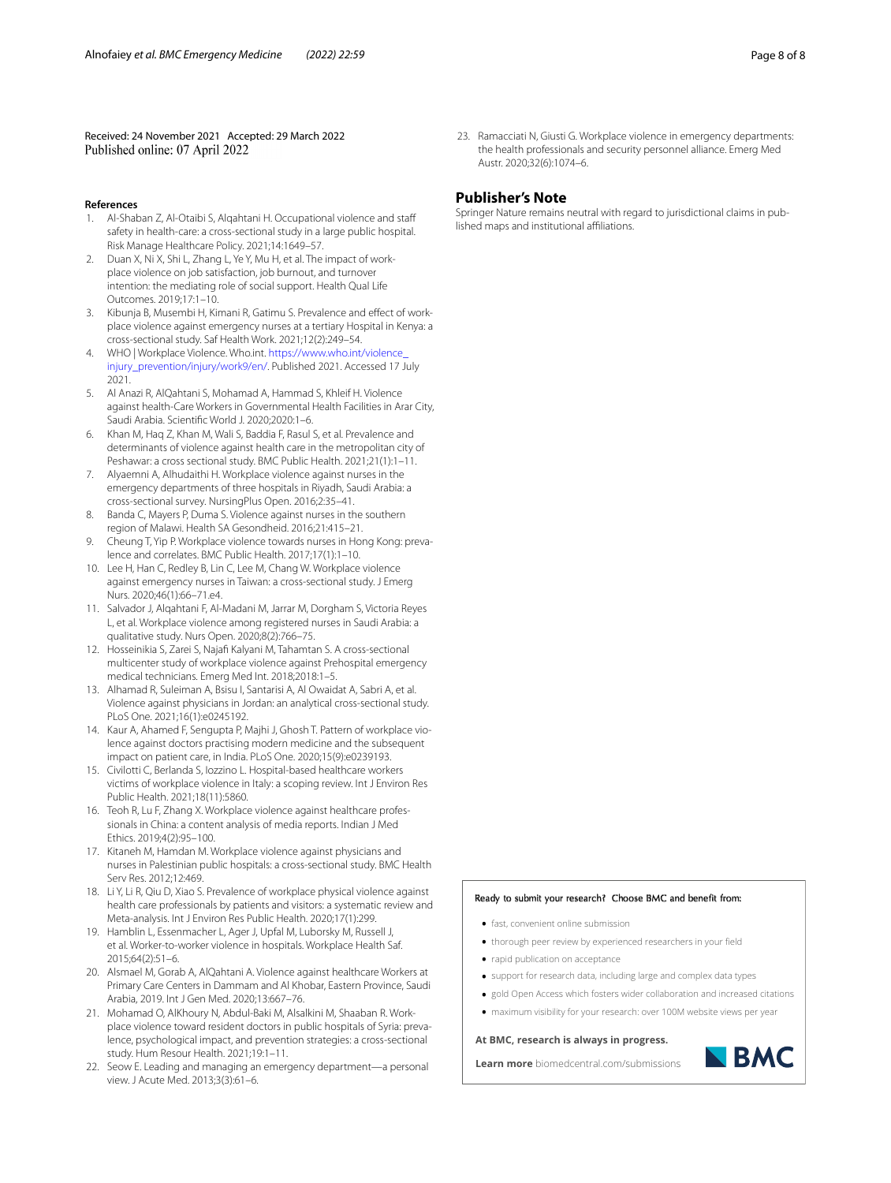Received: 24 November 2021 Accepted: 29 March 2022
Published online: 07 April 2022

## References

1. Al-Shaban Z, Al-Otaibi S, Alqahtani H. Occupational violence and staff safety in health-care: a cross-sectional study in a large public hospital. Risk Manage Healthcare Policy. 2021;14:1649–57.
2. Duan X, Ni X, Shi L, Zhang L, Ye Y, Mu H, et al. The impact of workplace violence on job satisfaction, job burnout, and turnover intention: the mediating role of social support. Health Qual Life Outcomes. 2019;17:1–10.
3. Kibunja B, Musembi H, Kimani R, Gatimu S. Prevalence and effect of workplace violence against emergency nurses at a tertiary Hospital in Kenya: a cross-sectional study. Saf Health Work. 2021;12(2):249–54.
4. WHO | Workplace Violence. Who.int. https://www.who.int/violence_injury_prevention/injury/work9/en/. Published 2021. Accessed 17 July 2021.
5. Al Anazi R, AlQahtani S, Mohamad A, Hammad S, Khleif H. Violence against health-Care Workers in Governmental Health Facilities in Arar City, Saudi Arabia. Scientific World J. 2020;2020:1–6.
6. Khan M, Haq Z, Khan M, Wali S, Baddia F, Rasul S, et al. Prevalence and determinants of violence against health care in the metropolitan city of Peshawar: a cross sectional study. BMC Public Health. 2021;21(1):1–11.
7. Alyaemni A, Alhudaithi H. Workplace violence against nurses in the emergency departments of three hospitals in Riyadh, Saudi Arabia: a cross-sectional survey. NursingPlus Open. 2016;2:35–41.
8. Banda C, Mayers P, Duma S. Violence against nurses in the southern region of Malawi. Health SA Gesondheid. 2016;21:415–21.
9. Cheung T, Yip P. Workplace violence towards nurses in Hong Kong: prevalence and correlates. BMC Public Health. 2017;17(1):1–10.
10. Lee H, Han C, Redley B, Lin C, Lee M, Chang W. Workplace violence against emergency nurses in Taiwan: a cross-sectional study. J Emerg Nurs. 2020;46(1):66–71.e4.
11. Salvador J, Alqahtani F, Al-Madani M, Jarrar M, Dorgham S, Victoria Reyes L, et al. Workplace violence among registered nurses in Saudi Arabia: a qualitative study. Nurs Open. 2020;8(2):766–75.
12. Hosseinikia S, Zarei S, Najafi Kalyani M, Tahamtan S. A cross-sectional multicenter study of workplace violence against Prehospital emergency medical technicians. Emerg Med Int. 2018;2018:1–5.
13. Alhamad R, Suleiman A, Bsisu I, Santarisi A, Al Owaidat A, Sabri A, et al. Violence against physicians in Jordan: an analytical cross-sectional study. PLoS One. 2021;16(1):e0245192.
14. Kaur A, Ahamed F, Sengupta P, Majhi J, Ghosh T. Pattern of workplace violence against doctors practising modern medicine and the subsequent impact on patient care, in India. PLoS One. 2020;15(9):e0239193.
15. Civilotti C, Berlanda S, Iozzino L. Hospital-based healthcare workers victims of workplace violence in Italy: a scoping review. Int J Environ Res Public Health. 2021;18(11):5860.
16. Teoh R, Lu F, Zhang X. Workplace violence against healthcare professionals in China: a content analysis of media reports. Indian J Med Ethics. 2019;4(2):95–100.
17. Kitaneh M, Hamdan M. Workplace violence against physicians and nurses in Palestinian public hospitals: a cross-sectional study. BMC Health Serv Res. 2012;12:469.
18. Li Y, Li R, Qiu D, Xiao S. Prevalence of workplace physical violence against health care professionals by patients and visitors: a systematic review and Meta-analysis. Int J Environ Res Public Health. 2020;17(1):299.
19. Hamblin L, Essenmacher L, Ager J, Upfal M, Luborsky M, Russell J, et al. Worker-to-worker violence in hospitals. Workplace Health Saf. 2015;64(2):51–6.
20. Alsmael M, Gorab A, AlQahtani A. Violence against healthcare Workers at Primary Care Centers in Dammam and Al Khobar, Eastern Province, Saudi Arabia, 2019. Int J Gen Med. 2020;13:667–76.
21. Mohamad O, AlKhoury N, Abdul-Baki M, Alsalkini M, Shaaban R. Workplace violence toward resident doctors in public hospitals of Syria: prevalence, psychological impact, and prevention strategies: a cross-sectional study. Hum Resour Health. 2021;19:1–11.
22. Seow E. Leading and managing an emergency department—a personal view. J Acute Med. 2013;3(3):61–6.
23. Ramacciati N, Giusti G. Workplace violence in emergency departments: the health professionals and security personnel alliance. Emerg Med Austr. 2020;32(6):1074–6.

## Publisher's Note

Springer Nature remains neutral with regard to jurisdictional claims in published maps and institutional affiliations.

Ready to submit your research? Choose BMC and benefit from:

- fast, convenient online submission
- thorough peer review by experienced researchers in your field
- rapid publication on acceptance
- support for research data, including large and complex data types
- gold Open Access which fosters wider collaboration and increased citations
- maximum visibility for your research: over 100M website views per year

**At BMC, research is always in progress.**

**Learn more** biomedcentral.com/submissions